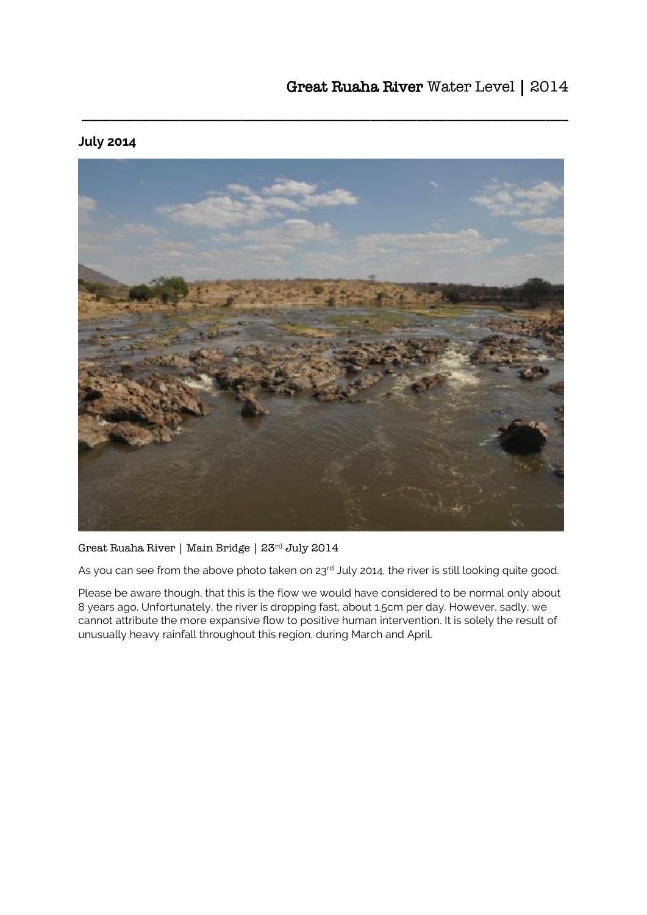# Great Ruaha River Water Level | 2014

## July 2014

Great Ruaha River | Main Bridge | 23rd July 2014

As you can see from the above photo taken on 23rd July 2014, the river is still looking quite good.

Please be aware though, that this is the flow we would have considered to be normal only about 8 years ago. Unfortunately, the river is dropping fast, about 1.5cm per day. However, sadly, we cannot attribute the more expansive flow to positive human intervention. It is solely the result of unusually heavy rainfall throughout this region, during March and April.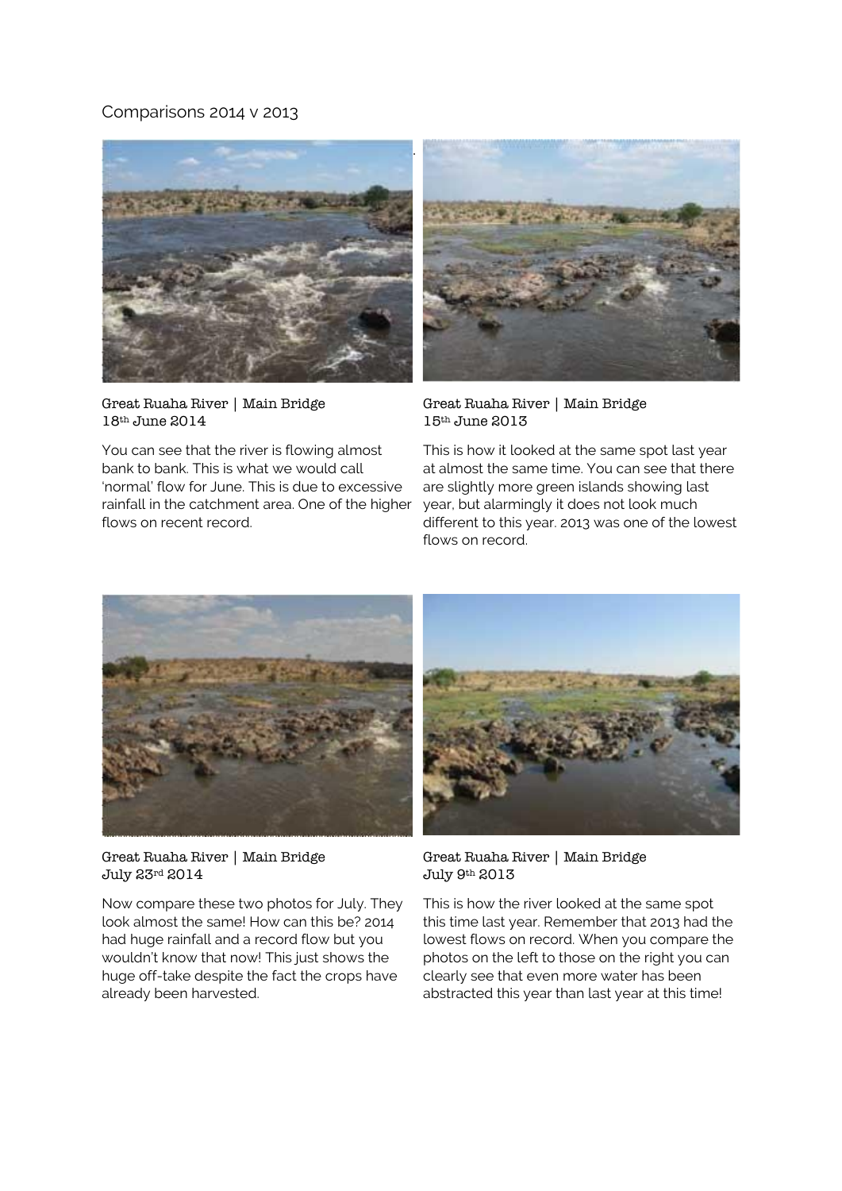# Comparisons 2014 v 2013

Great Ruaha River | Main Bridge
18th June 2014

You can see that the river is flowing almost bank to bank. This is what we would call 'normal' flow for June. This is due to excessive rainfall in the catchment area. One of the higher flows on recent record.

Great Ruaha River | Main Bridge
15th June 2013

This is how it looked at the same spot last year at almost the same time. You can see that there are slightly more green islands showing last year, but alarmingly it does not look much different to this year. 2013 was one of the lowest flows on record.

Great Ruaha River | Main Bridge
July 23rd 2014

Now compare these two photos for July. They look almost the same! How can this be? 2014 had huge rainfall and a record flow but you wouldn't know that now! This just shows the huge off-take despite the fact the crops have already been harvested.

Great Ruaha River | Main Bridge
July 9th 2013

This is how the river looked at the same spot this time last year. Remember that 2013 had the lowest flows on record. When you compare the photos on the left to those on the right you can clearly see that even more water has been abstracted this year than last year at this time!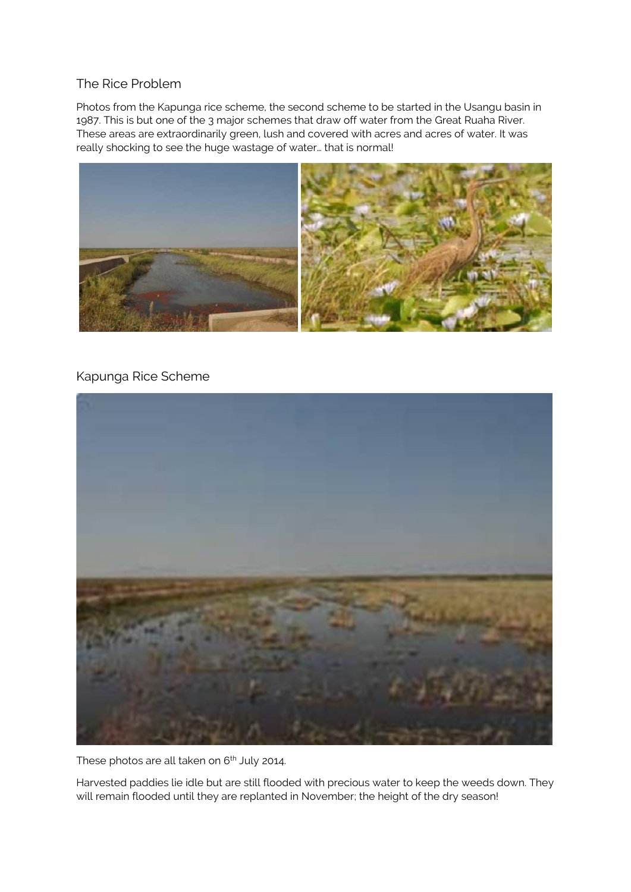## The Rice Problem

Photos from the Kapunga rice scheme, the second scheme to be started in the Usangu basin in 1987. This is but one of the 3 major schemes that draw off water from the Great Ruaha River. These areas are extraordinarily green, lush and covered with acres and acres of water. It was really shocking to see the huge wastage of water… that is normal!

## Kapunga Rice Scheme

These photos are all taken on 6th July 2014.

Harvested paddies lie idle but are still flooded with precious water to keep the weeds down. They will remain flooded until they are replanted in November; the height of the dry season!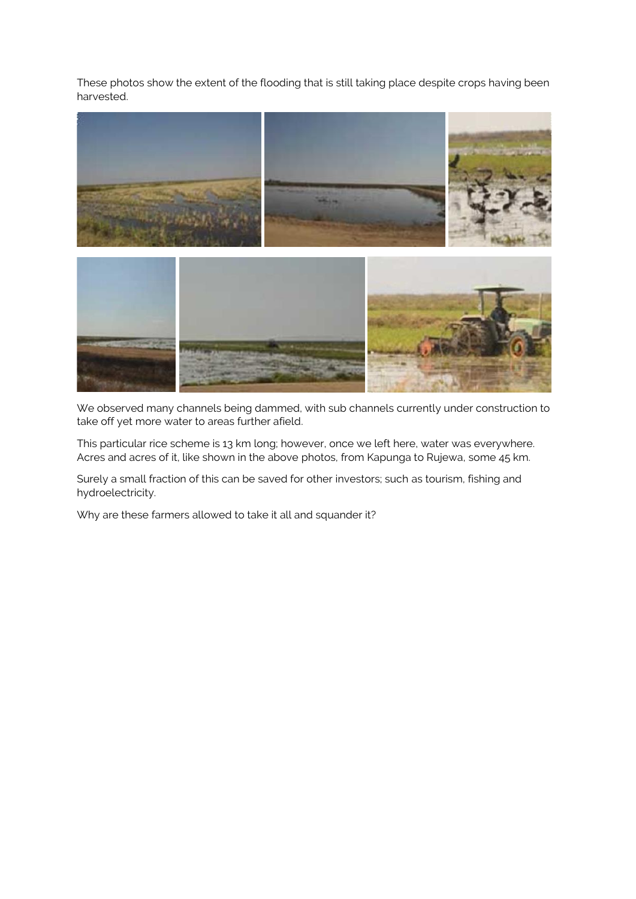These photos show the extent of the flooding that is still taking place despite crops having been harvested.

We observed many channels being dammed, with sub channels currently under construction to take off yet more water to areas further afield.

This particular rice scheme is 13 km long; however, once we left here, water was everywhere. Acres and acres of it, like shown in the above photos, from Kapunga to Rujewa, some 45 km.

Surely a small fraction of this can be saved for other investors; such as tourism, fishing and hydroelectricity.

Why are these farmers allowed to take it all and squander it?